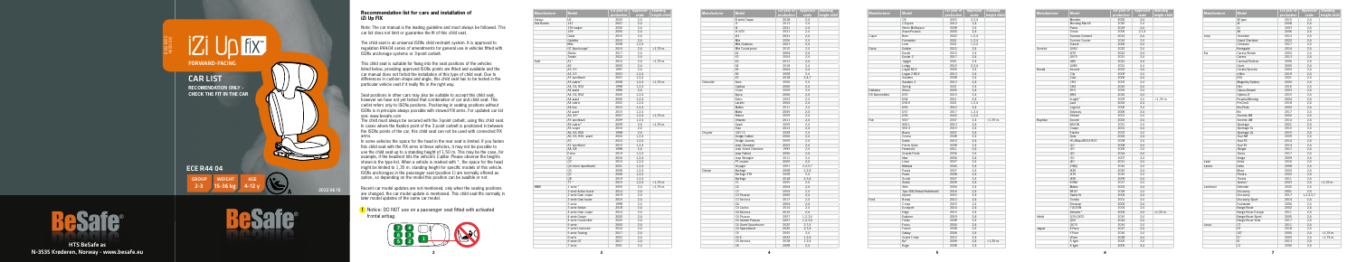iZi Up fix

FORWARD-FACING

CAR LIST

RECOMMENDATION ONLY - CHECK THE FIT IN THE CAR

ECE R44 04

| GROUP | WEIGHT | AGE |
|---|---|---|
| 2-3 | 15-36 kg | 4-12 y |

BeSafe

HTS BeSafe as
N-3535 Krøderen, Norway · www.besafe.eu

## Recommendation list for cars and installation of iZi Up Fix

Note: The car manual is the leading guideline and must always be followed. This car list does not limit or guarantee the fit of this child seat.

The child seat is an universal ISOfix child restraint system. It is approved to regulation R44-04 series of amendments for general use in vehicles fitted with ISOfix anchorage systems or 3-point catbelt.

This child seat is suitable for fixing into the seat positions of the vehicles listed below, providing approved ISOfix points are fitted and available and the car manual does not forbid the installation of this type of child seat. Due to differences in cushion shape and angles, this child seat has to be tested in the particular vehicle seat if it really fits in the right way.

Seat positions in other cars may also be suitable to accept this child seat, however we have not yet tested that combination of car and child seat. This cartest refers only to ISOfix positions. Positioning in seating positions without ISOfix is in principle always possible with stowed FIX arms. For updated car list see: www.besafe.com

The child must always be secured with the 3-point catbelt, using this child seat. In cases where the fixation point of the 3-point catbelt is positioned in between the ISOfix points of the car, this child seat can not be used with connected FIX arms.

In some vehicles the space for the head in the rear seat is limited. If you fasten this child seat with the FIX arms in these vehicles, it may not be possible to use the child seat up to a standing height of 1.50 m. This may be the case, for example, if the headrest hits the vehicle's C-pillar. Please observe the heights shown in the type list. When a vehicle is marked with -, the space for the head might be limited to 1.35 m. standing height for specific models of this vehicle. ISOfix anchorages in the passenger seat (position 1) are normally offered as option, so depending on the model this position can be available or not.

Recent car model updates are not mentioned, only when the seating positions are changed, the car model update is mentioned. This could mean this seat is in later model updates of the same car model.

! Notice: DO NOT use on a passenger seat fitted with activated frontal airbag.

| Manufacturer | Model | 1st year of production | Approved seats | Standing height child |
|---|---|---|---|---|